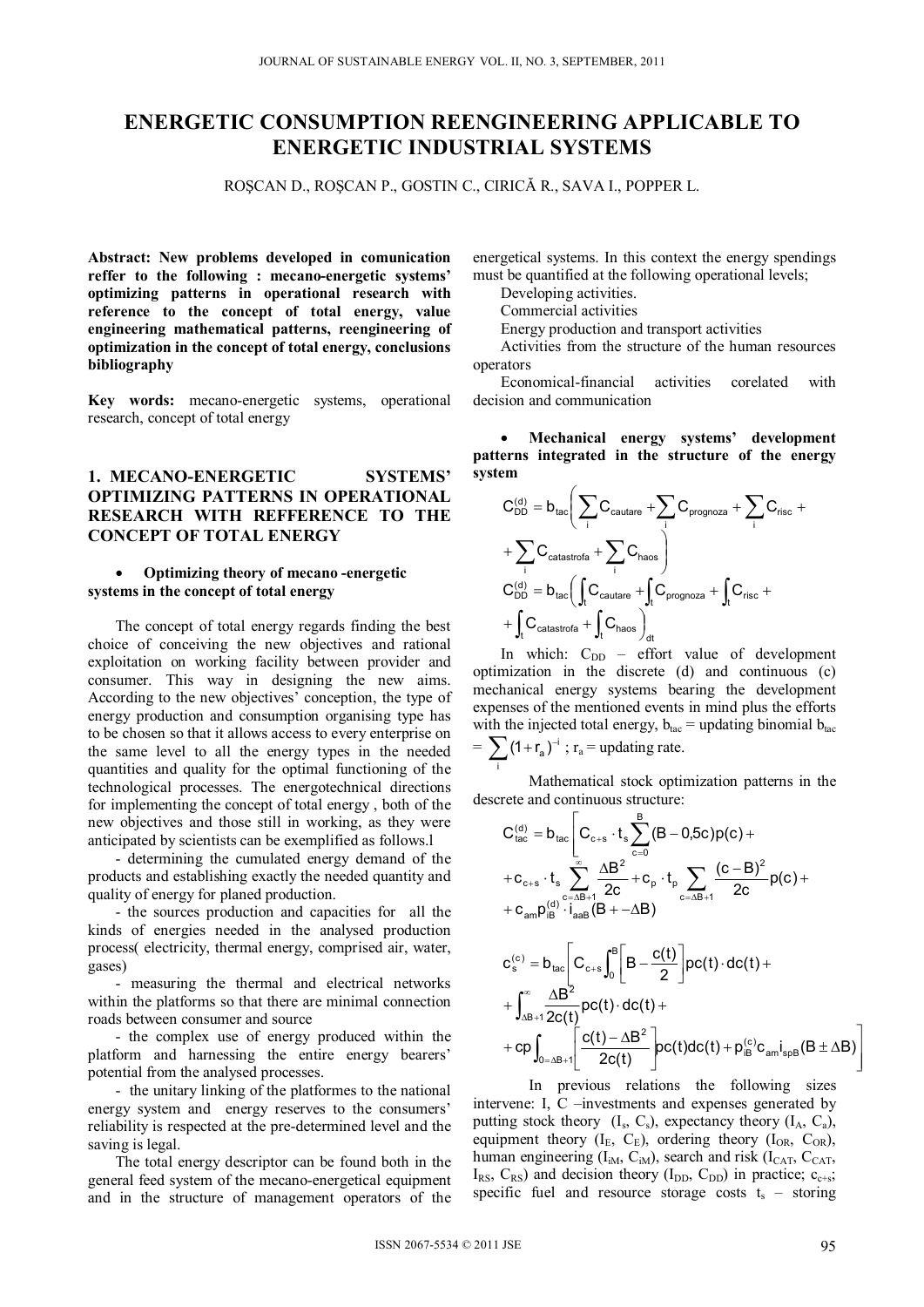# ENERGETIC CONSUMPTION REENGINEERING APPLICABLE TO ENERGETIC INDUSTRIAL SYSTEMS

ROŞCAN D., ROŞCAN P., GOSTIN C., CIRICĂ R., SAVA I., POPPER L.

**Abstract: New problems developed in comunication reffer to the following : mecano-energetic systems' optimizing patterns in operational research with reference to the concept of total energy, value engineering mathematical patterns, reengineering of optimization in the concept of total energy, conclusions bibliography**

**Key words:** mecano-energetic systems, operational research, concept of total energy

## 1. MECANO-ENERGETIC SYSTEMS' OPTIMIZING PATTERNS IN OPERATIONAL RESEARCH WITH REFFERENCE TO THE CONCEPT OF TOTAL ENERGY

- **Optimizing theory of mecano -energetic systems in the concept of total energy**

The concept of total energy regards finding the best choice of conceiving the new objectives and rational exploitation on working facility between provider and consumer. This way in designing the new aims. According to the new objectives' conception, the type of energy production and consumption organising type has to be chosen so that it allows access to every enterprise on the same level to all the energy types in the needed quantities and quality for the optimal functioning of the technological processes. The energotechnical directions for implementing the concept of total energy , both of the new objectives and those still in working, as they were anticipated by scientists can be exemplified as follows.l

- determining the cumulated energy demand of the products and establishing exactly the needed quantity and quality of energy for planed production.
- the sources production and capacities for all the kinds of energies needed in the analysed production process( electricity, thermal energy, comprised air, water, gases)
- measuring the thermal and electrical networks within the platforms so that there are minimal connection roads between consumer and source
- the complex use of energy produced within the platform and harnessing the entire energy bearers' potential from the analysed processes.
- the unitary linking of the platformes to the national energy system and energy reserves to the consumers' reliability is respected at the pre-determined level and the saving is legal.

The total energy descriptor can be found both in the general feed system of the mecano-energetical equipment and in the structure of management operators of the energetical systems. In this context the energy spendings must be quantified at the following operational levels;

Developing activities.

Commercial activities

Energy production and transport activities

Activities from the structure of the human resources operators

Economical-financial activities corelated with decision and communication

- **Mechanical energy systems' development patterns integrated in the structure of the energy system**

$$C_{DD}^{(d)} = b_{tac}\left(\sum_i C_{cautare} + \sum_i C_{prognoza} + \sum_i C_{risc} + \right.$$
$$\left. + \sum_i C_{catastrofa} + \sum_i C_{haos}\right)$$
$$C_{DD}^{(d)} = b_{tac}\left(\int_t C_{cautare} + \int_t C_{prognoza} + \int_t C_{risc} + \right.$$
$$\left. + \int_t C_{catastrofa} + \int_t C_{haos}\right)_{dt}$$

In which: $C_{DD}$ – effort value of development optimization in the discrete (d) and continuous (c) mechanical energy systems bearing the development expenses of the mentioned events in mind plus the efforts with the injected total energy, $b_{tac}$ = updating binomial $b_{tac} = \sum_i (1+r_a)^{-i}$ ; $r_a$ = updating rate.

Mathematical stock optimization patterns in the descrete and continuous structure:

$$C_{tac}^{(d)} = b_{tac}\left[C_{c+s}\cdot t_s \sum_{c=0}^{B}(B-0{,}5c)p(c) + \right.$$
$$+ c_{c+s}\cdot t_s \sum_{c=\Delta B+1}^{\infty}\frac{\Delta B^2}{2c} + c_p \cdot t_p \sum_{c=\Delta B+1}\frac{(c-B)^2}{2c}p(c) +$$
$$\left. + c_{am}p_{iB}^{(d)}\cdot i_{aaB}(B + -\Delta B)\right.$$

$$c_s^{(c)} = b_{tac}\left[C_{c+s}\int_0^B\left[B-\frac{c(t)}{2}\right]pc(t)\cdot dc(t) + \right.$$
$$+ \int_{\Delta B+1}^{\infty}\frac{\Delta B^2}{2c(t)}pc(t)\cdot dc(t) +$$
$$\left. + cp\int_{0=\Delta B+1}\left[\frac{c(t)-\Delta B^2}{2c(t)}\right]pc(t)dc(t) + p_{iB}^{(c)}c_{am}i_{spB}(B\pm\Delta B)\right]$$

In previous relations the following sizes intervene: I, C –investments and expenses generated by putting stock theory ($I_s$, $C_s$), expectancy theory ($I_A$, $C_a$), equipment theory ($I_E$, $C_E$), ordering theory ($I_{OR}$, $C_{OR}$), human engineering ($I_{iM}$, $C_{iM}$), search and risk ($I_{CAT}$, $C_{CAT}$, $I_{RS}$, $C_{RS}$) and decision theory ($I_{DD}$, $C_{DD}$) in practice; $c_{c+s}$; specific fuel and resource storage costs $t_s$ – storing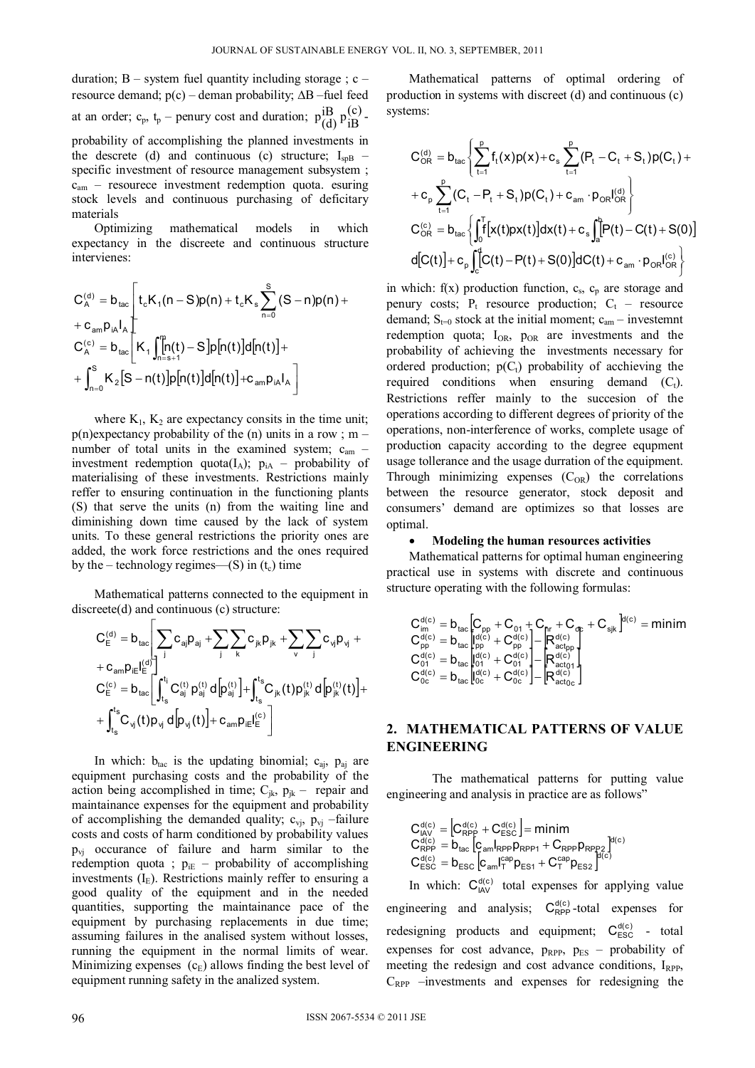duration; B – system fuel quantity including storage ; c – resource demand; p(c) – deman probability; ΔB –fuel feed at an order; $c_p$, $t_p$ – penury cost and duration; $p_{(d)}^{iB}\ p_{iB}^{(c)}$ - probability of accomplishing the planned investments in the descrete (d) and continuous (c) structure; $I_{spB}$ – specific investment of resource management subsystem ; $c_{am}$ – resourece investment redemption quota. esuring stock levels and continuous purchasing of deficitary materials

Optimizing mathematical models in which expectancy in the discreete and continuous structure intervienes:

$$C_A^{(d)} = b_{tac}\left[ t_c K_1 (n-S) p(n) + t_c K_s \sum_{n=0}^{S} (S-n) p(n) + c_{am} p_{iA} I_A \right]$$

$$C_A^{(c)} = b_{tac}\left[ K_1 \int_{n=s+1}^{m} [n(t) - S] p[n(t)] d[n(t)] + \int_{n=0}^{S} K_2 [S - n(t)] p[n(t)] d[n(t)] + c_{am} p_{iA} I_A \right]$$

where $K_1$, $K_2$ are expectancy consits in the time unit; p(n)expectancy probability of the (n) units in a row ; m – number of total units in the examined system; $c_{am}$ – investment redemption quota($I_A$); $p_{iA}$ – probability of materialising of these investments. Restrictions mainly reffer to ensuring continuation in the functioning plants (S) that serve the units (n) from the waiting line and diminishing down time caused by the lack of system units. To these general restrictions the priority ones are added, the work force restrictions and the ones required by the – technology regimes—(S) in ($t_c$) time

Mathematical patterns connected to the equipment in discreete(d) and continuous (c) structure:

$$C_E^{(d)} = b_{tac}\left[ \sum_j c_{aj} p_{aj} + \sum_j \sum_k c_{jk} p_{jk} + \sum_v \sum_j c_{vj} p_{vj} + c_{am} p_{iE} I_E^{(d)} \right]$$

$$C_E^{(c)} = b_{tac}\left[ \int_{t_s}^{t_j} C_{aj}^{(t)} p_{aj}^{(t)} d\left[p_{aj}^{(t)}\right] + \int_{t_s}^{t_s} C_{jk}(t) p_{jk}^{(t)} d\left[p_{jk}^{(t)}(t)\right] + \int_{t_s}^{t_s} C_{vj}(t) p_{vj} d\left[p_{vj}(t)\right] + c_{am} p_{iE} I_E^{(c)} \right]$$

In which: $b_{tac}$ is the updating binomial; $c_{aj}$, $p_{aj}$ are equipment purchasing costs and the probability of the action being accomplished in time; $C_{jk}$, $p_{jk}$ – repair and maintainance expenses for the equipment and probability of accomplishing the demanded quality; $c_{vj}$, $p_{vj}$ –failure costs and costs of harm conditioned by probability values $p_{vj}$ occurance of failure and harm similar to the redemption quota ; $p_{iE}$ – probability of accomplishing investments ($I_E$). Restrictions mainly reffer to ensuring a good quality of the equipment and in the needed quantities, supporting the maintainance pace of the equipment by purchasing replacements in due time; assuming failures in the analised system without losses, running the equipment in the normal limits of wear. Minimizing expenses ($c_E$) allows finding the best level of equipment running safety in the analized system.

Mathematical patterns of optimal ordering of production in systems with discreet (d) and continuous (c) systems:

$$C_{OR}^{(d)} = b_{tac}\left\{ \sum_{t=1}^{p} f_t(x) p(x) + c_s \sum_{t=1}^{p} (P_t - C_t + S_t) p(C_t) + c_p \sum_{t=1}^{p} (C_t - P_t + S_t) p(C_t) + c_{am} \cdot p_{OR} I_{OR}^{(d)} \right\}$$

$$C_{OR}^{(c)} = b_{tac}\left\{ \int_0^T f[x(t) p x(t)] dx(t) + c_s \int_a^b [P(t) - C(t) + S(0)] d[C(t)] + c_p \int_c^d [C(t) - P(t) + S(0)] dC(t) + c_{am} \cdot p_{OR} I_{OR}^{(c)} \right\}$$

in which: f(x) production function, $c_s$, $c_p$ are storage and penury costs; $P_t$ resource production; $C_t$ – resource demand; $S_{t=0}$ stock at the initial moment; $c_{am}$ – investemnt redemption quota; $I_{OR}$, $p_{OR}$ are investments and the probability of achieving the investments necessary for ordered production; $p(C_t)$ probability of achieving the required conditions when ensuring demand ($C_t$). Restrictions reffer mainly to the succesion of the operations according to different degrees of priority of the operations, non-interference of works, complete usage of production capacity according to the degree equpment usage tollerance and the usage durration of the equipment. Through minimizing expenses ($C_{OR}$) the correlations between the resource generator, stock deposit and consumers' demand are optimizes so that losses are optimal.

- **Modeling the human resources activities**

Mathematical patterns for optimal human engineering practical use in systems with discrete and continuous structure operating with the following formulas:

$$C_{im}^{d(c)} = b_{tac}\left[C_{pp} + C_{01} + C_{pr} + C_{0c} + C_{sjk}\right]^{d(c)} = \text{minim}$$

$$C_{pp}^{d(c)} = b_{tac}\left[I_{pp}^{d(c)} + C_{pp}^{d(c)}\right] - \left[R_{act_{pp}}^{d(c)}\right]$$

$$C_{01}^{d(c)} = b_{tac}\left[I_{01}^{d(c)} + C_{01}^{d(c)}\right] - \left[R_{act_{01}}^{d(c)}\right]$$

$$C_{0c}^{d(c)} = b_{tac}\left[I_{0c}^{d(c)} + C_{0c}^{d(c)}\right] - \left[R_{act_{0c}}^{d(c)}\right]$$

## 2. MATHEMATICAL PATTERNS OF VALUE ENGINEERING

The mathematical patterns for putting value engineering and analysis in practice are as follows"

$$C_{IAV}^{d(c)} = \left[C_{RPP}^{d(c)} + C_{ESC}^{d(c)}\right] = \text{minim}$$

$$C_{RPP}^{d(c)} = b_{tac}\left[c_{am} I_{RPP} p_{RPP1} + C_{RPP} p_{RPP2}\right]^{d(c)}$$

$$C_{ESC}^{d(c)} = b_{ESC}\left[c_{am} I_T^{cap} p_{ES1} + C_T^{cap} p_{ES2}\right]^{d(c)}$$

In which: $C_{IAV}^{d(c)}$ total expenses for applying value engineering and analysis; $C_{RPP}^{d(c)}$-total expenses for redesigning products and equipment; $C_{ESC}^{d(c)}$ - total expenses for cost advance, $p_{RPP}$, $p_{ES}$ – probability of meeting the redesign and cost advance conditions, $I_{RPP}$, $C_{RPP}$ –investments and expenses for redesigning the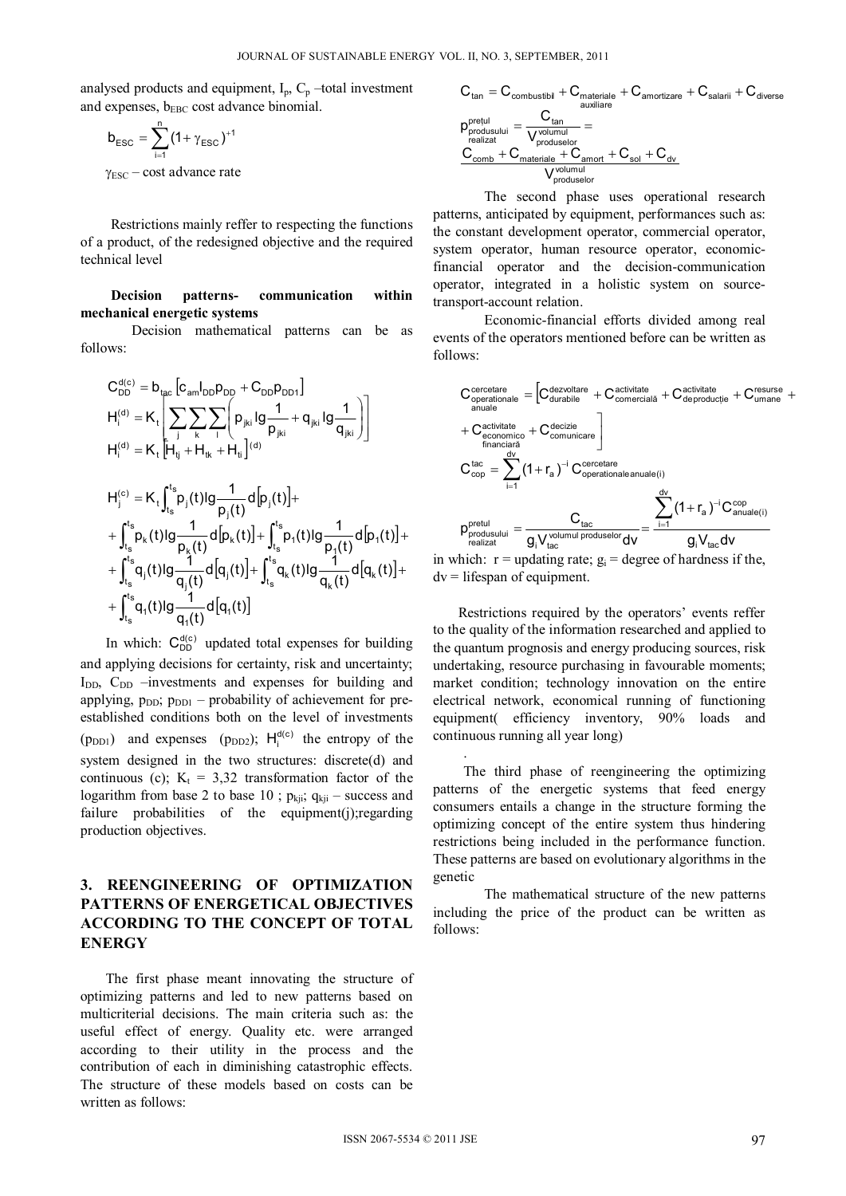analysed products and equipment, $I_p$, $C_p$ –total investment and expenses, $b_{EBC}$ cost advance binomial.

$$b_{ESC} = \sum_{i=1}^{n} (1 + \gamma_{ESC})^{+1}$$

$\gamma_{ESC}$ – cost advance rate

Restrictions mainly reffer to respecting the functions of a product, of the redesigned objective and the required technical level

**Decision patterns- communication within mechanical energetic systems**

Decision mathematical patterns can be as follows:

$$C_{DD}^{d(c)} = b_{tac}\left[c_{am} I_{DD} p_{DD} + C_{DD} p_{DD1}\right]$$

$$H_i^{(d)} = K_t \left[\sum_j \sum_k \sum_l \left(p_{jki} \lg \frac{1}{p_{jki}} + q_{jki} \lg \frac{1}{q_{jki}}\right)\right]$$

$$H_i^{(d)} = K_t \left[H_{tj} + H_{tk} + H_{ti}\right]^{(d)}$$

$$H_j^{(c)} = K_t \int_{t_s}^{t_s} p_j(t) \lg \frac{1}{p_j(t)} d\left[p_j(t)\right] + \int_{t_s}^{t_s} p_k(t) \lg \frac{1}{p_k(t)} d\left[p_k(t)\right] + \int_{t_s}^{t_s} p_1(t) \lg \frac{1}{p_1(t)} d\left[p_1(t)\right] + \int_{t_s}^{t_s} q_j(t) \lg \frac{1}{q_j(t)} d\left[q_j(t)\right] + \int_{t_s}^{t_s} q_k(t) \lg \frac{1}{q_k(t)} d\left[q_k(t)\right] + \int_{t_s}^{t_s} q_1(t) \lg \frac{1}{q_1(t)} d\left[q_1(t)\right]$$

In which: $C_{DD}^{d(c)}$ updated total expenses for building and applying decisions for certainty, risk and uncertainty; $I_{DD}$, $C_{DD}$ –investments and expenses for building and applying, $p_{DD}$; $p_{DD1}$ – probability of achievement for pre-established conditions both on the level of investments ($p_{DD1}$) and expenses ($p_{DD2}$); $H_i^{d(c)}$ the entropy of the system designed in the two structures: discrete(d) and continuous (c); $K_t$ = 3,32 transformation factor of the logarithm from base 2 to base 10 ; $p_{kji}$; $q_{kji}$ – success and failure probabilities of the equipment(j);regarding production objectives.

## 3. REENGINEERING OF OPTIMIZATION PATTERNS OF ENERGETICAL OBJECTIVES ACCORDING TO THE CONCEPT OF TOTAL ENERGY

The first phase meant innovating the structure of optimizing patterns and led to new patterns based on multicriterial decisions. The main criteria such as: the useful effect of energy. Quality etc. were arranged according to their utility in the process and the contribution of each in diminishing catastrophic effects. The structure of these models based on costs can be written as follows:

$$C_{tan} = C_{combustibil} + C_{\substack{materiale \\ auxiliare}} + C_{amortizare} + C_{salarii} + C_{diverse}$$

$$p_{\substack{pretul \\ produsului \\ realizat}} = \frac{C_{tan}}{V_{\substack{volumul \\ produselor}}} = \frac{C_{comb} + C_{materiale} + C_{amort} + C_{sol} + C_{dv}}{V_{\substack{volumul \\ produselor}}}$$

The second phase uses operational research patterns, anticipated by equipment, performances such as: the constant development operator, commercial operator, system operator, human resource operator, economic-financial operator and the decision-communication operator, integrated in a holistic system on source-transport-account relation.

Economic-financial efforts divided among real events of the operators mentioned before can be written as follows:

$$C_{\substack{operationale \\ anuale}}^{cercetare} = \left[C_{durabile}^{dezvoltare} + C_{comercială}^{activitate} + C_{deproducție}^{activitate} + C_{umane}^{resurse} + C_{\substack{economico \\ financiară}}^{activitate} + C_{comunicare}^{decizie}\right]$$

$$C_{cop}^{tac} = \sum_{i=1}^{dv} (1 + r_a)^{-i} C_{operationale\,anuale(i)}^{cercetare}$$

$$p_{\substack{pretul \\ produsului \\ realizat}} = \frac{C_{tac}}{g_i V_{tac}^{volumul\ produselor} dv} = \frac{\sum_{i=1}^{dv} (1 + r_a)^{-i} C_{anuale(i)}^{cop}}{g_i V_{tac} dv}$$

in which: r = updating rate; $g_i$ = degree of hardness if the, dv = lifespan of equipment.

Restrictions required by the operators' events reffer to the quality of the information researched and applied to the quantum prognosis and energy producing sources, risk undertaking, resource purchasing in favourable moments; market condition; technology innovation on the entire electrical network, economical running of functioning equipment( efficiency inventory, 90% loads and continuous running all year long)

.

The third phase of reengineering the optimizing patterns of the energetic systems that feed energy consumers entails a change in the structure forming the optimizing concept of the entire system thus hindering restrictions being included in the performance function. These patterns are based on evolutionary algorithms in the genetic

The mathematical structure of the new patterns including the price of the product can be written as follows: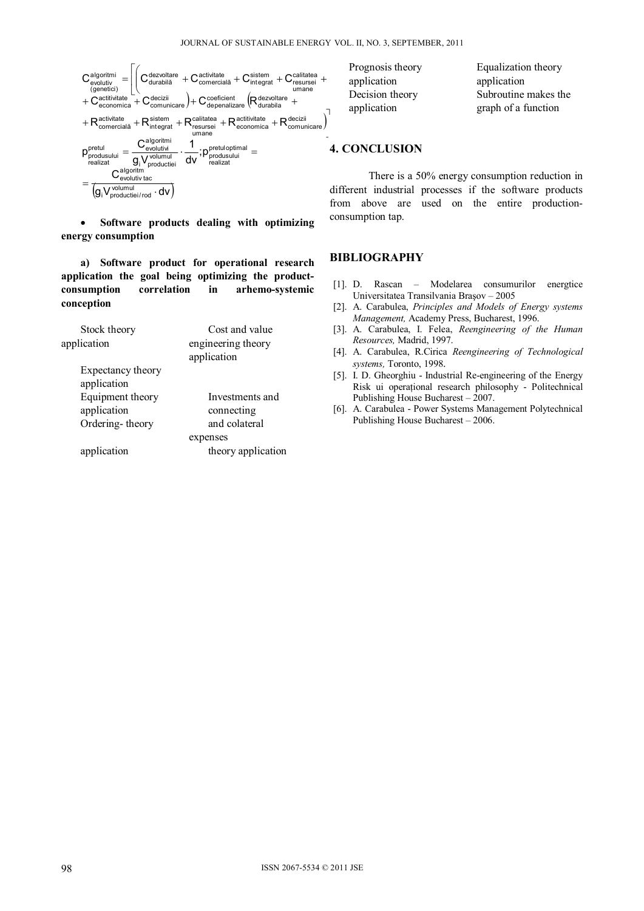$$C^{algoritmi}_{\substack{evolutiv\\(genetici)}} = \left[ \left( C^{dezvoltare}_{durabil\breve{a}} + C^{activitate}_{comercial\breve{a}} + C^{sistem}_{integrat} + C^{calitatea}_{\substack{resursei\\umane}} + C^{actitivitate}_{economica} + C^{decizii}_{comunicare} \right) + C^{coeficient}_{depenalizare} \left( R^{dezvoltare}_{durabila} + R^{activitate}_{comercial\breve{a}} + R^{sistem}_{integrat} + R^{calitatea}_{\substack{resursei\\umane}} + R^{actitivitate}_{economica} + R^{decizii}_{comunicare} \right) \right]$$

$$p^{pretul}_{\substack{produsului\\realizat}} = \frac{C^{algoritmi}_{evolutivi}}{g_i V^{volumul}_{productiei}} \cdot \frac{1}{dv}; p^{pretul\,optimal}_{\substack{produsului\\realizat}} = \frac{C^{algoritm}_{evolutiv\,tac}}{\left(g_i V^{volumul}_{productiei/rod} \cdot dv\right)}$$

- **Software products dealing with optimizing energy consumption**

**a) Software product for operational research application the goal being optimizing the product-consumption correlation in arhemo-systemic conception**

| | |
|---|---|
| Stock theory application | Cost and value engineering theory application |
| Expectancy theory application | |
| Equipment theory application | Investments and connecting |
| Ordering- theory application | and colateral expenses theory application |
| Prognosis theory application | Equalization theory application |
| Decision theory application | Subroutine makes the graph of a function |

## 4. CONCLUSION

There is a 50% energy consumption reduction in different industrial processes if the software products from above are used on the entire production-consumption tap.

## BIBLIOGRAPHY

[1]. D. Rascan – Modelarea consumurilor energtice Universitatea Transilvania Brașov – 2005

[2]. A. Carabulea, *Principles and Models of Energy systems Management,* Academy Press, Bucharest, 1996.

[3]. A. Carabulea, I. Felea, *Reengineering of the Human Resources,* Madrid, 1997.

[4]. A. Carabulea, R.Cirica *Reengineering of Technological systems,* Toronto, 1998.

[5]. I. D. Gheorghiu - Industrial Re-engineering of the Energy Risk ui operațional research philosophy - Politechnical Publishing House Bucharest – 2007.

[6]. A. Carabulea - Power Systems Management Polytechnical Publishing House Bucharest – 2006.